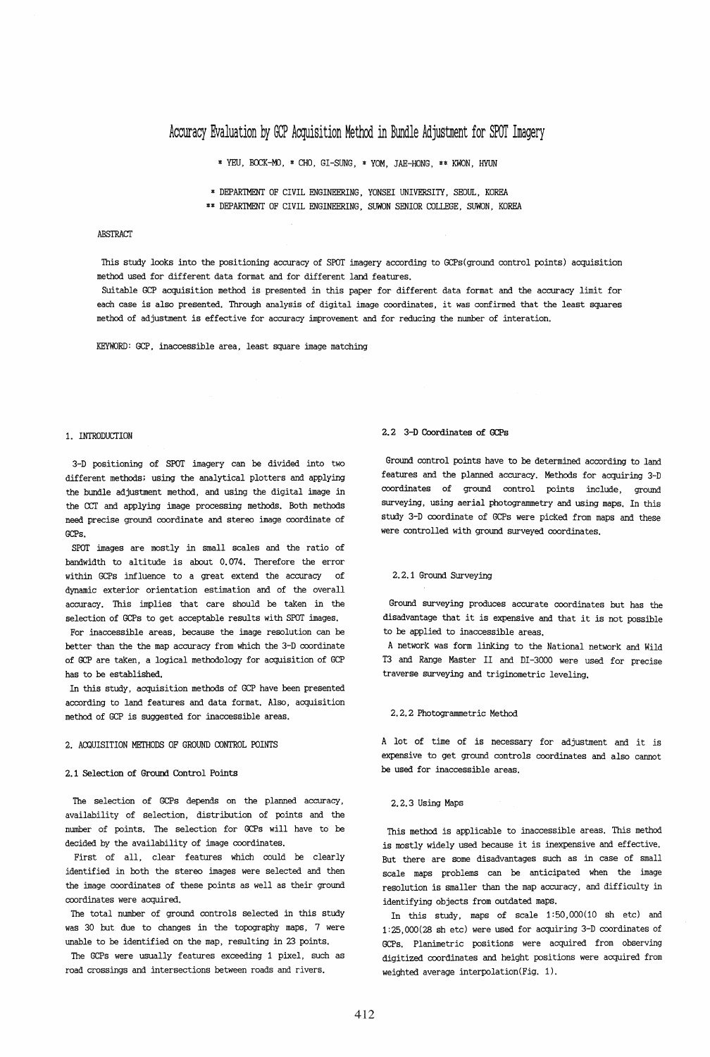# Accuracy Evaluation by GCP Acquisition Method in Bundle Adjustment for SPOT Imagery

\* YEU, BOCK-MO, \* CHO, GI-SUNG, \* YOM, JAE-HONG, \*\* KWON, HYUN

\* DEPARTMENT OF CIVIL ENGINEERING, YONSEI UNIVERSITY, SEOUL, KOREA
\*\* DEPARTMENT OF CIVIL ENGINEERING, SUWON SENIOR COLLEGE, SUWON, KOREA

ABSTRACT

This study looks into the positioning accuracy of SPOT imagery according to GCPs(ground control points) acquisition method used for different data format and for different land features.

Suitable GCP acquisition method is presented in this paper for different data format and the accuracy limit for each case is also presented. Through analysis of digital image coordinates, it was confirmed that the least squares method of adjustment is effective for accuracy improvement and for reducing the number of interation.

KEYWORD: GCP, inaccessible area, least square image matching

## 1. INTRODUCTION

3-D positioning of SPOT imagery can be divided into two different methods; using the analytical plotters and applying the bundle adjustment method, and using the digital image in the CCT and applying image processing methods. Both methods need precise ground coordinate and stereo image coordinate of GCPs.

SPOT images are mostly in small scales and the ratio of bandwidth to altitude is about 0.074. Therefore the error within GCPs influence to a great extend the accuracy of dynamic exterior orientation estimation and of the overall accuracy. This implies that care should be taken in the selection of GCPs to get acceptable results with SPOT images.

For inaccessible areas, because the image resolution can be better than the the map accuracy from which the 3-D coordinate of GCP are taken, a logical methodology for acquisition of GCP has to be established.

In this study, acquisition methods of GCP have been presented according to land features and data format. Also, acquisition method of GCP is suggested for inaccessible areas.

## 2. ACQUISITION METHODS OF GROUND CONTROL POINTS

### 2.1 Selection of Ground Control Points

The selection of GCPs depends on the planned accuracy, availability of selection, distribution of points and the number of points. The selection for GCPs will have to be decided by the availability of image coordinates.

First of all, clear features which could be clearly identified in both the stereo images were selected and then the image coordinates of these points as well as their ground coordinates were acquired.

The total number of ground controls selected in this study was 30 but due to changes in the topography maps, 7 were unable to be identified on the map, resulting in 23 points.

The GCPs were usually features exceeding 1 pixel, such as road crossings and intersections between roads and rivers.

### 2.2 3-D Coordinates of GCPs

Ground control points have to be determined according to land features and the planned accuracy. Methods for acquiring 3-D coordinates of ground control points include, ground surveying, using aerial photogrammetry and using maps. In this study 3-D coordinate of GCPs were picked from maps and these were controlled with ground surveyed coordinates.

#### 2.2.1 Ground Surveying

Ground surveying produces accurate coordinates but has the disadvantage that it is expensive and that it is not possible to be applied to inaccessible areas.

A network was form linking to the National network and Wild T3 and Range Master II and DI-3000 were used for precise traverse surveying and triginometric leveling.

#### 2.2.2 Photogrammetric Method

A lot of time of is necessary for adjustment and it is expensive to get ground controls coordinates and also cannot be used for inaccessible areas.

#### 2.2.3 Using Maps

This method is applicable to inaccessible areas. This method is mostly widely used because it is inexpensive and effective. But there are some disadvantages such as in case of small scale maps problems can be anticipated when the image resolution is smaller than the map accuracy, and difficulty in identifying objects from outdated maps.

In this study, maps of scale 1:50,000(10 sh etc) and 1:25,000(28 sh etc) were used for acquiring 3-D coordinates of GCPs. Planimetric positions were acquired from observing digitized coordinates and height positions were acquired from weighted average interpolation(Fig. 1).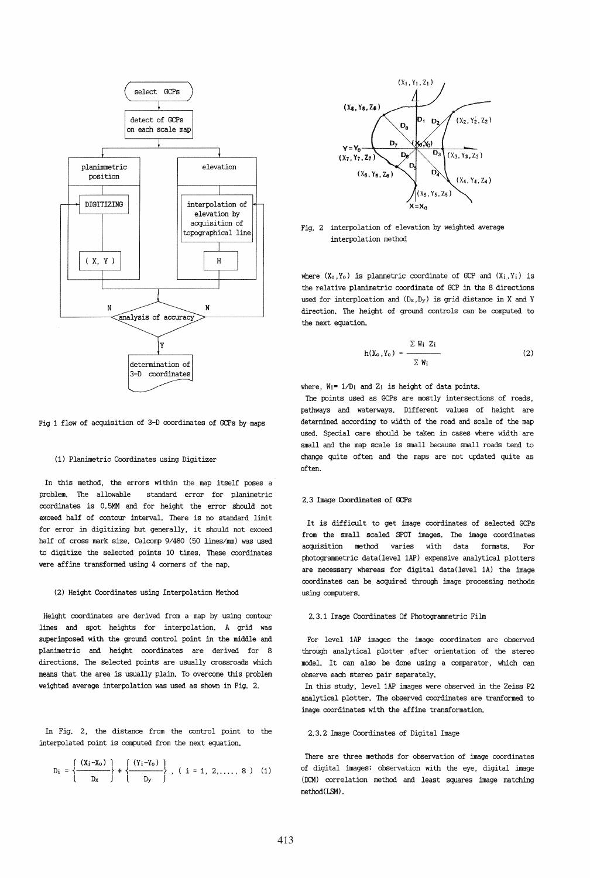Fig 1 flow of acquisition of 3-D coordinates of GCPs by maps

(1) Planimetric Coordinates using Digitizer

In this method, the errors within the map itself poses a problem. The allowable standard error for planimetric coordinates is 0.5MM and for height the error should not exceed half of contour interval. There is no standard limit for error in digitizing but generally, it should not exceed half of cross mark size. Calcomp 9/480 (50 lines/mm) was used to digitize the selected points 10 times. These coordinates were affine transformed using 4 corners of the map.

(2) Height Coordinates using Interpolation Method

Height coordinates are derived from a map by using contour lines and spot heights for interpolation. A grid was superimposed with the ground control point in the middle and planimetric and height coordinates are derived for 8 directions. The selected points are usually crossroads which means that the area is usually plain. To overcome this problem weighted average interpolation was used as shown in Fig. 2.

In Fig. 2, the distance from the control point to the interpolated point is computed from the next equation.

$$D_i = \left\{ \frac{(X_i - X_o)}{D_x} \right\} + \left\{ \frac{(Y_i - Y_o)}{D_y} \right\}, \quad (i = 1, 2, \ldots, 8) \quad (1)$$

Fig. 2 interpolation of elevation by weighted average interpolation method

where $(X_o, Y_o)$ is planmetric coordinate of GCP and $(X_i, Y_i)$ is the relative planimetric coordinate of GCP in the 8 directions used for interploation and $(D_x, D_y)$ is grid distance in X and Y direction. The height of ground controls can be computed to the next equation.

$$h(X_o, Y_o) = \frac{\Sigma W_i Z_i}{\Sigma W_i} \quad (2)$$

where, $W_i = 1/D_i$ and $Z_i$ is height of data points.

The points used as GCPs are mostly intersections of roads, pathways and waterways. Different values of height are determined according to width of the road and scale of the map used. Special care should be taken in cases where width are small and the map scale is small because small roads tend to change quite often and the maps are not updated quite as often.

### 2.3 Image Coordinates of GCPs

It is difficult to get image coordinates of selected GCPs from the small scaled SPOT images. The image coordinates acquisition method varies with data formats. For photogrammetric data(level 1AP) expensive analytical plotters are necessary whereas for digital data(level 1A) the image coordinates can be acquired through image processing methods using computers.

#### 2.3.1 Image Coordinates Of Photogrammetric Film

For level 1AP images the image coordinates are observed through analytical plotter after orientation of the stereo model. It can also be done using a comparator, which can observe each stereo pair separately.

In this study, level 1AP images were observed in the Zeiss P2 analytical plotter. The observed coordinates are tranformed to image coordinates with the affine transformation.

#### 2.3.2 Image Coordinates of Digital Image

There are three methods for observation of image coordinates of digital images; observation with the eye, digital image (DCM) correlation method and least squares image matching method(LSM).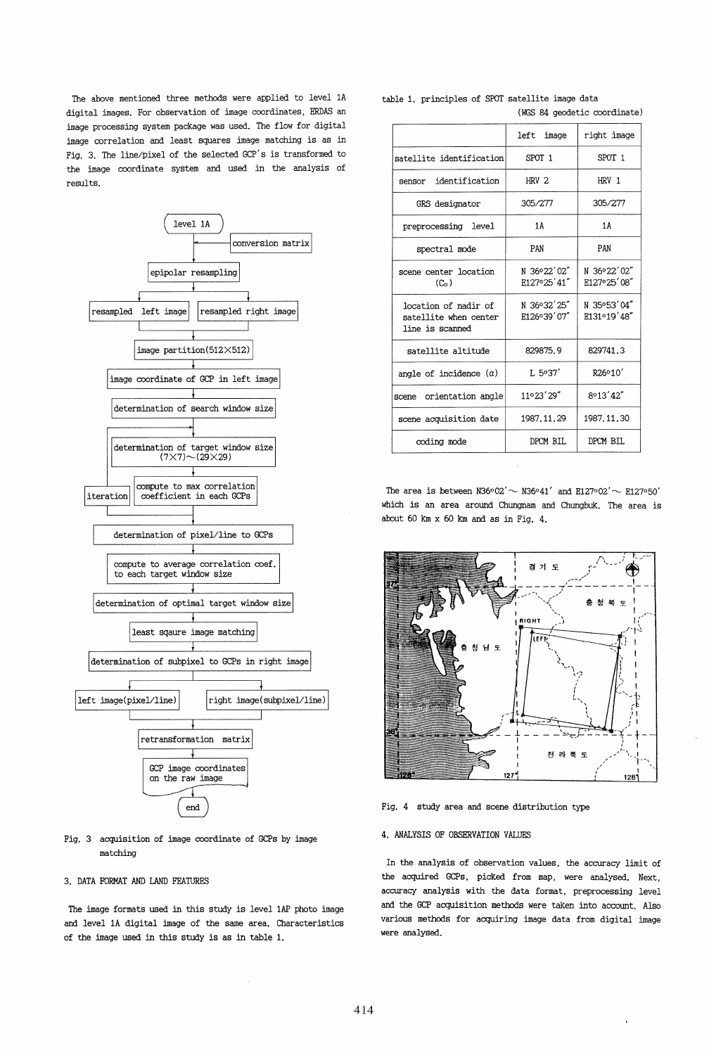The above mentioned three methods were applied to level 1A digital images. For observation of image coordinates, ERDAS an image processing system package was used. The flow for digital image correlation and least squares image matching is as in Fig. 3. The line/pixel of the selected GCP's is transformed to the image coordinate system and used in the analysis of results.

Fig. 3 acquisition of image coordinate of GCPs by image matching

## 3. DATA FORMAT AND LAND FEATURES

The image formats used in this study is level 1AP photo image and level 1A digital image of the same area. Characteristics of the image used in this study is as in table 1.

table 1. principles of SPOT satellite image data

(WGS 84 geodetic coordinate)

| | left image | right image |
|---|---|---|
| satellite identification | SPOT 1 | SPOT 1 |
| sensor identification | HRV 2 | HRV 1 |
| GRS designator | 305/277 | 305/277 |
| preprocessing level | 1A | 1A |
| spectral mode | PAN | PAN |
| scene center location ($C_0$) | N 36°22′02″ E127°25′41″ | N 36°22′02″ E127°25′08″ |
| location of nadir of satellite when center line is scanned | N 36°32′25″ E126°39′07″ | N 35°53′04″ E131°19′48″ |
| satellite altitude | 829875.9 | 829741.3 |
| angle of incidence ($\alpha$) | L 5°37′ | R26°10′ |
| scene orientation angle | 11°23′29″ | 8°13′42″ |
| scene acquisition date | 1987.11.29 | 1987.11.30 |
| coding mode | DPCM BIL | DPCM BIL |

The area is between N36°02′ ~ N36°41′ and E127°02′ ~ E127°50′ which is an area around Chungnam and Chungbuk. The area is about 60 km x 60 km and as in Fig. 4.

Fig. 4 study area and scene distribution type

## 4. ANALYSIS OF OBSERVATION VALUES

In the analysis of observation values, the accuracy limit of the acquired GCPs, picked from map, were analysed. Next, accuracy analysis with the data format, preprocessing level and the GCP acquisition methods were taken into account. Also various methods for acquiring image data from digital image were analysed.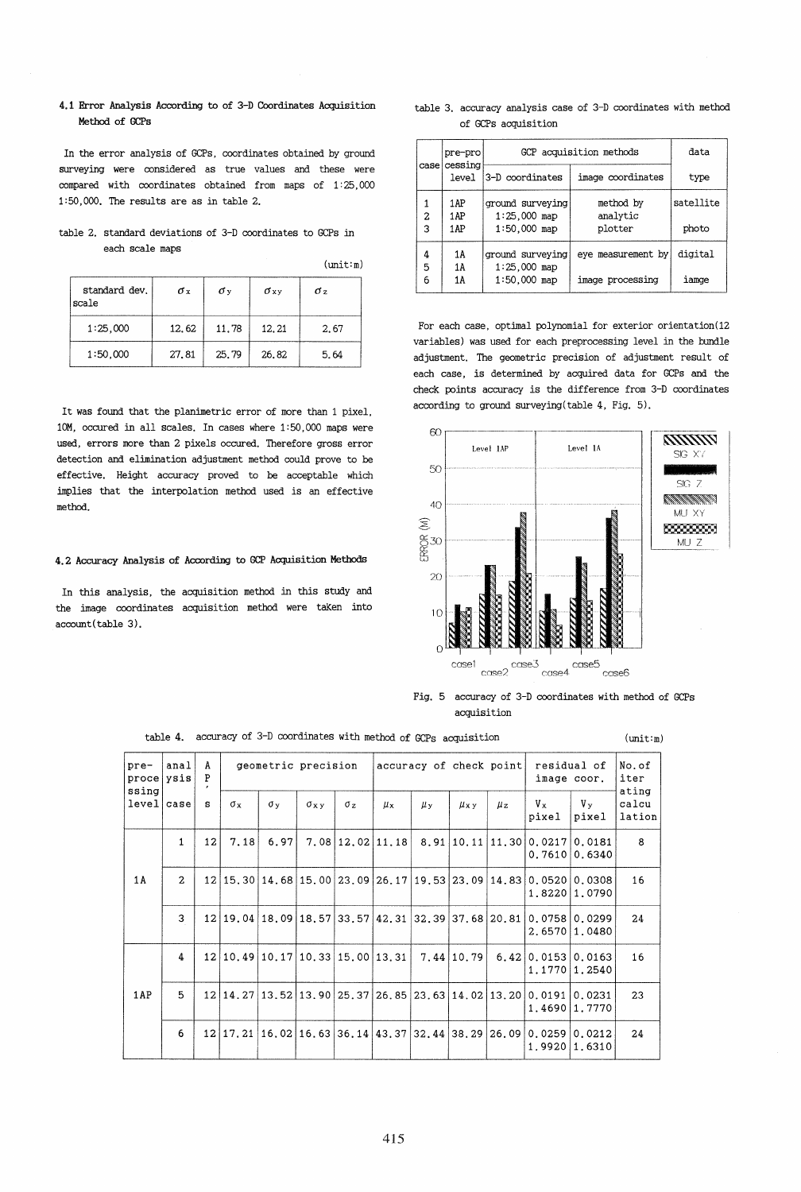### 4.1 Error Analysis According to of 3-D Coordinates Acquisition Method of GCPs

In the error analysis of GCPs, coordinates obtained by ground surveying were considered as true values and these were compared with coordinates obtained from maps of 1:25,000 1:50,000. The results are as in table 2.

table 2. standard deviations of 3-D coordinates to GCPs in each scale maps

(unit:m)

| standard dev. / scale | $\sigma_x$ | $\sigma_y$ | $\sigma_{xy}$ | $\sigma_z$ |
|---|---|---|---|---|
| 1:25,000 | 12.62 | 11.78 | 12.21 | 2.67 |
| 1:50,000 | 27.81 | 25.79 | 26.82 | 5.64 |

It was found that the planimetric error of more than 1 pixel, 10M, occured in all scales. In cases where 1:50,000 maps were used, errors more than 2 pixels occured. Therefore gross error detection and elimination adjustment method could prove to be effective. Height accuracy proved to be acceptable which implies that the interpolation method used is an effective method.

### 4.2 Accuracy Analysis of According to GCP Acquisition Methods

In this analysis, the acquisition method in this study and the image coordinates acquisition method were taKen into account(table 3).

table 3. accuracy analysis case of 3-D coordinates with method of GCPs acquisition

| case | pre-processing level | GCP acquisition methods | | data type |
|---|---|---|---|---|
| | | 3-D coordinates | image coordinates | |
| 1 | 1AP | ground surveying | method by analytic plotter | satellite photo |
| 2 | 1AP | 1:25,000 map | | |
| 3 | 1AP | 1:50,000 map | | |
| 4 | 1A | ground surveying | eye measurement by image processing | digital iamge |
| 5 | 1A | 1:25,000 map | | |
| 6 | 1A | 1:50,000 map | | |

For each case, optimal polynomial for exterior orientation(12 variables) was used for each preprocessing level in the bundle adjustment. The geometric precision of adjustment result of each case, is determined by acquired data for GCPs and the check points accuracy is the difference from 3-D coordinates according to ground surveying(table 4, Fig. 5).

Fig. 5 accuracy of 3-D coordinates with method of GCPs acquisition

table 4. accuracy of 3-D coordinates with method of GCPs acquisition

(unit:m)

| pre-processing level | analysis case | AP's | geometric precision | | | | accuracy of check point | | | | residual of image coor. | | No. of iterating calculation |
|---|---|---|---|---|---|---|---|---|---|---|---|---|---|
| | | | $\sigma_x$ | $\sigma_y$ | $\sigma_{xy}$ | $\sigma_z$ | $\mu_x$ | $\mu_y$ | $\mu_{xy}$ | $\mu_z$ | $V_x$ pixel | $V_y$ pixel | |
| 1A | 1 | 12 | 7.18 | 6.97 | 7.08 | 12.02 | 11.18 | 8.91 | 10.11 | 11.30 | 0.0217 0.7610 | 0.0181 0.6340 | 8 |
| | 2 | 12 | 15.30 | 14.68 | 15.00 | 23.09 | 26.17 | 19.53 | 23.09 | 14.83 | 0.0520 1.8220 | 0.0308 1.0790 | 16 |
| | 3 | 12 | 19.04 | 18.09 | 18.57 | 33.57 | 42.31 | 32.39 | 37.68 | 20.81 | 0.0758 2.6570 | 0.0299 1.0480 | 24 |
| 1AP | 4 | 12 | 10.49 | 10.17 | 10.33 | 15.00 | 13.31 | 7.44 | 10.79 | 6.42 | 0.0153 1.1770 | 0.0163 1.2540 | 16 |
| | 5 | 12 | 14.27 | 13.52 | 13.90 | 25.37 | 26.85 | 23.63 | 14.02 | 13.20 | 0.0191 1.4690 | 0.0231 1.7770 | 23 |
| | 6 | 12 | 17.21 | 16.02 | 16.63 | 36.14 | 43.37 | 32.44 | 38.29 | 26.09 | 0.0259 1.9920 | 0.0212 1.6310 | 24 |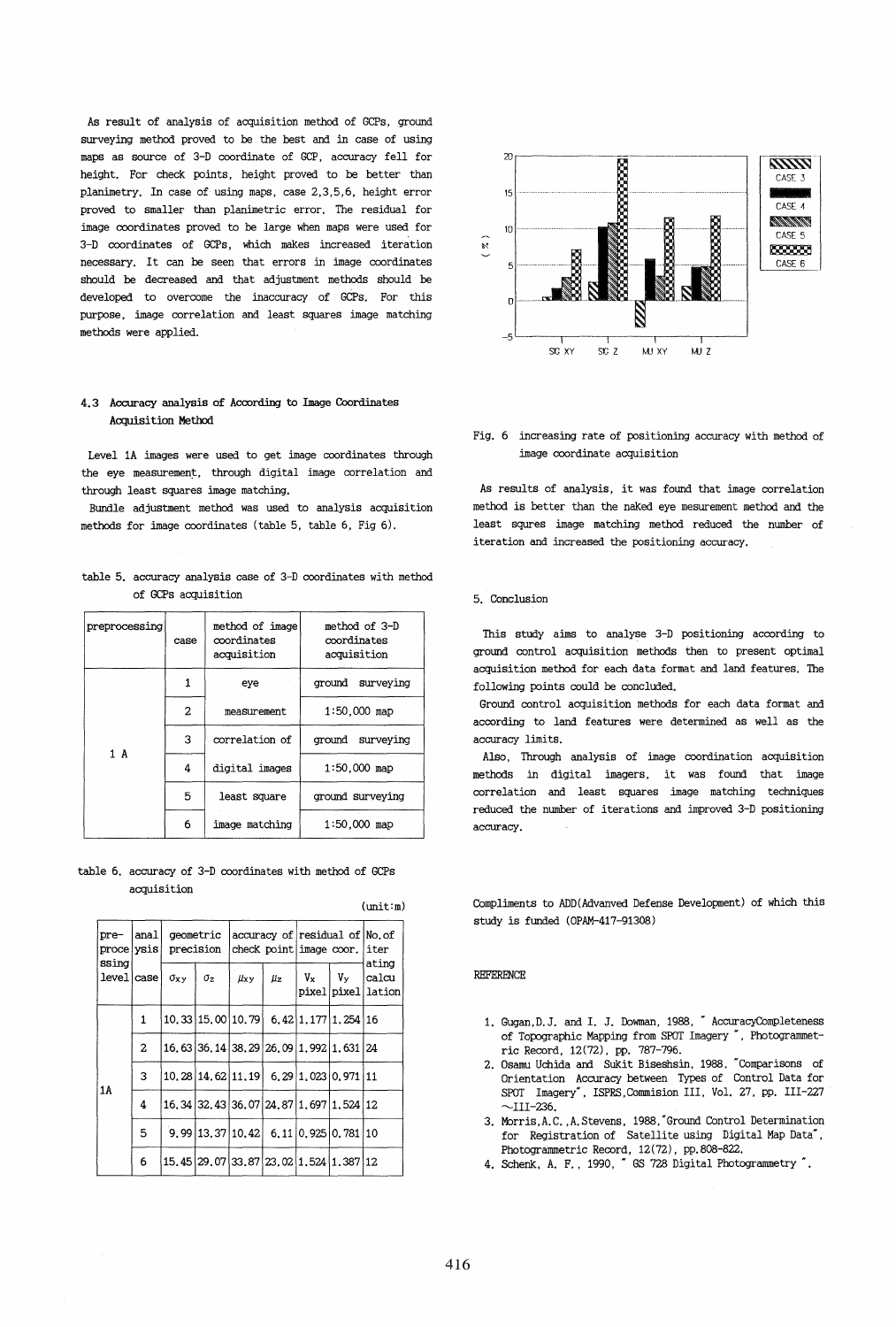As result of analysis of acquisition method of GCPs, ground surveying method proved to be the best and in case of using maps as source of 3-D coordinate of GCP, accuracy fell for height. For check points, height proved to be better than planimetry. In case of using maps, case 2,3,5,6, height error proved to smaller than planimetric error. The residual for image coordinates proved to be large when maps were used for 3-D coordinates of GCPs, which makes increased iteration necessary. It can be seen that errors in image coordinates should be decreased and that adjustment methods should be developed to overcome the inaccuracy of GCPs. For this purpose, image correlation and least squares image matching methods were applied.

### 4.3 Accuracy analysis of According to Image Coordinates Acquisition Method

Level 1A images were used to get image coordinates through the eye measurement, through digital image correlation and through least squares image matching.

Bundle adjustment method was used to analysis acquisition methods for image coordinates (table 5, table 6, Fig 6).

table 5. accuracy analysis case of 3-D coordinates with method of GCPs acquisition

| preprocessing | case | method of image coordinates acquisition | method of 3-D coordinates acquisition |
|---|---|---|---|
| 1 A | 1 | eye | ground surveying |
| | 2 | measurement | 1:50,000 map |
| | 3 | correlation of | ground surveying |
| | 4 | digital images | 1:50,000 map |
| | 5 | least square | ground surveying |
| | 6 | image matching | 1:50,000 map |

table 6. accuracy of 3-D coordinates with method of GCPs acquisition

(unit:m)

| pre-processing level | analysis case | geometric precision | | accuracy of check point | | residual of image coor. | | No. of iterating calculation |
|---|---|---|---|---|---|---|---|---|
| | | $\sigma_{xy}$ | $\sigma_z$ | $\mu_{xy}$ | $\mu_z$ | $V_x$ pixel | $V_y$ pixel | |
| 1A | 1 | 10.33 | 15.00 | 10.79 | 6.42 | 1.177 | 1.254 | 16 |
| | 2 | 16.63 | 36.14 | 38.29 | 26.09 | 1.992 | 1.631 | 24 |
| | 3 | 10.28 | 14.62 | 11.19 | 6.29 | 1.023 | 0.971 | 11 |
| | 4 | 16.34 | 32.43 | 36.07 | 24.87 | 1.697 | 1.524 | 12 |
| | 5 | 9.99 | 13.37 | 10.42 | 6.11 | 0.925 | 0.781 | 10 |
| | 6 | 15.45 | 29.07 | 33.87 | 23.02 | 1.524 | 1.387 | 12 |

Fig. 6 increasing rate of positioning accuracy with method of image coordinate acquisition

As results of analysis, it was found that image correlation method is better than the naked eye mesurement method and the least squres image matching method reduced the number of iteration and increased the positioning accuracy.

## 5. Conclusion

This study aims to analyse 3-D positioning according to ground control acquisition methods then to present optimal acquisition method for each data format and land features. The following points could be concluded.

Ground control acquisition methods for each data format and according to land features were determined as well as the accuracy limits.

Also, Through analysis of image coordination acquisition methods in digital imagers, it was found that image correlation and least squares image matching techniques reduced the number of iterations and improved 3-D positioning accuracy.

Compliments to ADD(Advanved Defense Development) of which this study is funded (OPAM-417-91308)

## REFERENCE

1. Gugan,D.J. and I. J. Dowman, 1988, " AccuracyCompleteness of Topographic Mapping from SPOT Imagery ", Photogrammetric Record, 12(72), pp. 787-796.
2. Osamu Uchida and Sukit Biseshsin, 1988, "Comparisons of Orientation Accuracy between Types of Control Data for SPOT Imagery", ISPRS,Commision III, Vol. 27, pp. III-227 ~III-236.
3. Morris,A.C.,A.Stevens, 1988,"Ground Control Determination for Registration of Satellite using Digital Map Data", Photogrammetric Record, 12(72), pp.808-822.
4. Schenk, A. F., 1990, " GS 728 Digital Photogrammetry ".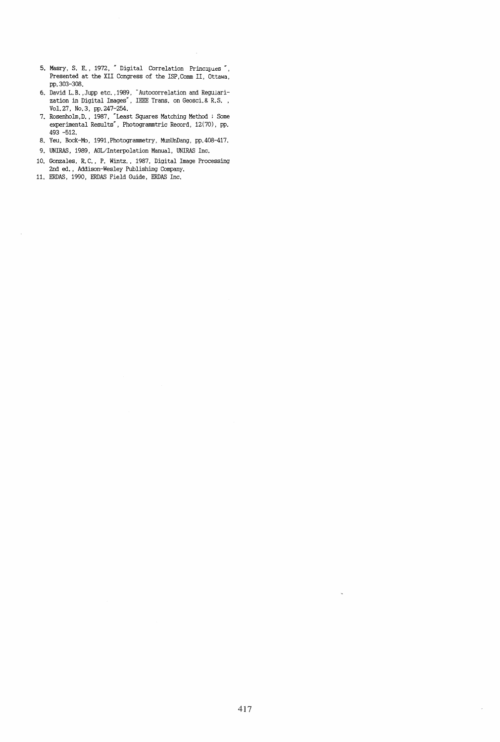5. Masry, S. E., 1972, " Digital Correlation Principles ", Presented at the XII Congress of the ISP,Comm II, Ottawa, pp.303-308.
6. David L.B.,Jupp etc.,1989, "Autocorrelation and Regularization in Digital Images", IEEE Trans. on Geosci.& R.S. , Vol.27, No.3, pp.247-254.
7. Rosenholm,D., 1987, "Least Squares Matching Method ; Some experimental Results", Photogrammtric Record, 12(70), pp. 493 -512.
8. Yeu, Bock-Mo, 1991,Photogrammetry, MunUnDang, pp.408-417.
9. UNIRAS, 1989, AGL/Interpolation Manual, UNIRAS Inc.
10. Gonzales. R.C., P. Wintz., 1987, Digital Image Processing 2nd ed., Addison-Wesley Publishing Company.
11. ERDAS, 1990, ERDAS Field Guide, ERDAS Inc.